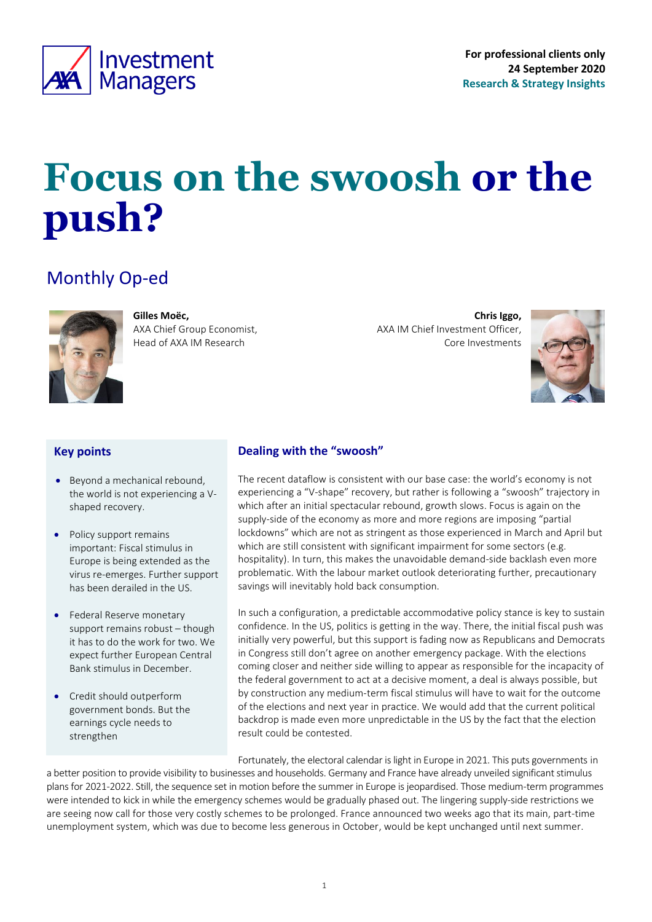For professional clients only
24 September 2020
Research & Strategy Insights

# Focus on the swoosh or the push?

## Monthly Op-ed

**Gilles Moëc,**
AXA Chief Group Economist,
Head of AXA IM Research

**Chris Iggo,**
AXA IM Chief Investment Officer,
Core Investments

### Key points

- Beyond a mechanical rebound, the world is not experiencing a V-shaped recovery.
- Policy support remains important: Fiscal stimulus in Europe is being extended as the virus re-emerges. Further support has been derailed in the US.
- Federal Reserve monetary support remains robust – though it has to do the work for two. We expect further European Central Bank stimulus in December.
- Credit should outperform government bonds. But the earnings cycle needs to strengthen

### Dealing with the "swoosh"

The recent dataflow is consistent with our base case: the world's economy is not experiencing a "V-shape" recovery, but rather is following a "swoosh" trajectory in which after an initial spectacular rebound, growth slows. Focus is again on the supply-side of the economy as more and more regions are imposing "partial lockdowns" which are not as stringent as those experienced in March and April but which are still consistent with significant impairment for some sectors (e.g. hospitality). In turn, this makes the unavoidable demand-side backlash even more problematic. With the labour market outlook deteriorating further, precautionary savings will inevitably hold back consumption.

In such a configuration, a predictable accommodative policy stance is key to sustain confidence. In the US, politics is getting in the way. There, the initial fiscal push was initially very powerful, but this support is fading now as Republicans and Democrats in Congress still don't agree on another emergency package. With the elections coming closer and neither side willing to appear as responsible for the incapacity of the federal government to act at a decisive moment, a deal is always possible, but by construction any medium-term fiscal stimulus will have to wait for the outcome of the elections and next year in practice. We would add that the current political backdrop is made even more unpredictable in the US by the fact that the election result could be contested.

Fortunately, the electoral calendar is light in Europe in 2021. This puts governments in a better position to provide visibility to businesses and households. Germany and France have already unveiled significant stimulus plans for 2021-2022. Still, the sequence set in motion before the summer in Europe is jeopardised. Those medium-term programmes were intended to kick in while the emergency schemes would be gradually phased out. The lingering supply-side restrictions we are seeing now call for those very costly schemes to be prolonged. France announced two weeks ago that its main, part-time unemployment system, which was due to become less generous in October, would be kept unchanged until next summer.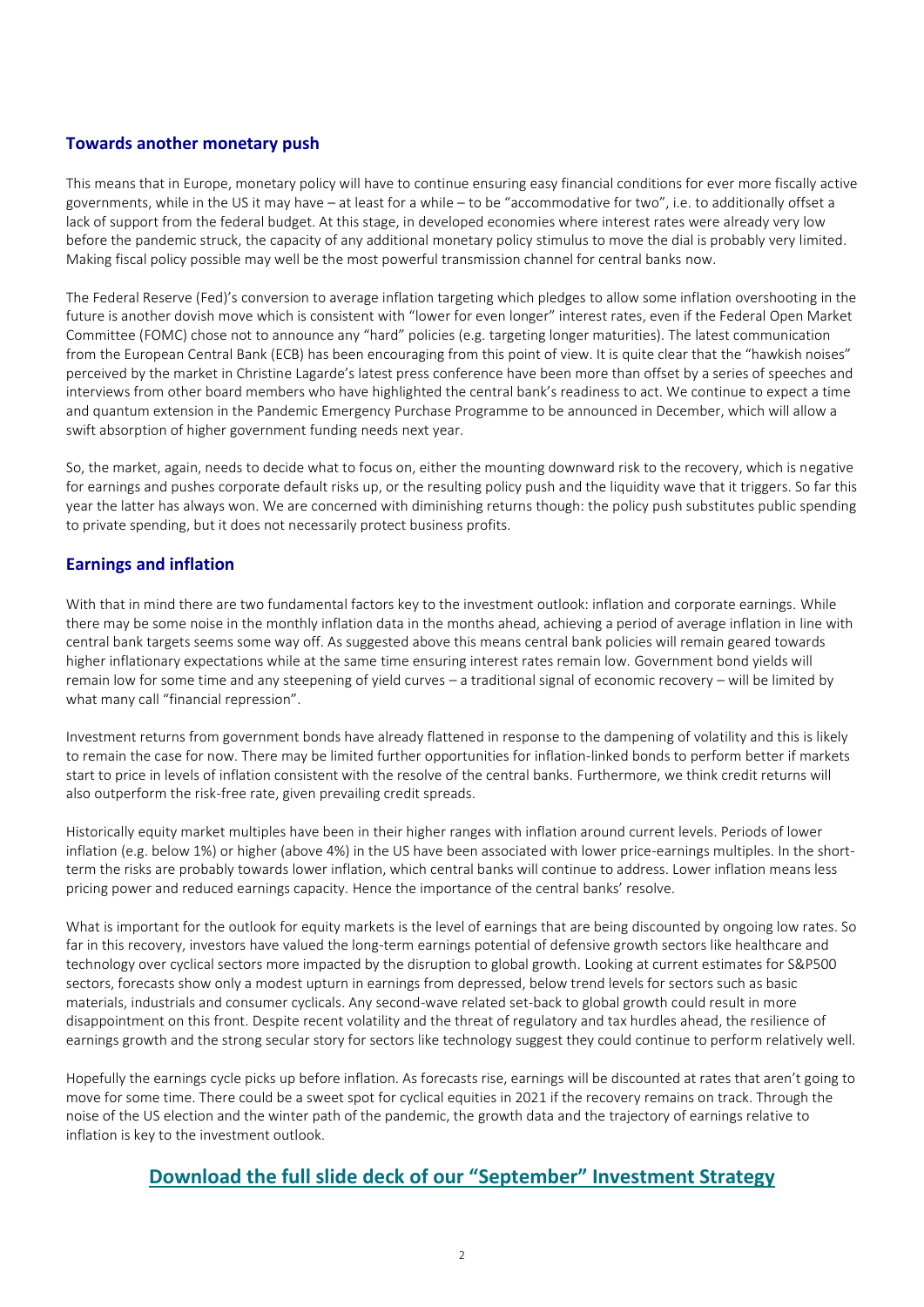## Towards another monetary push

This means that in Europe, monetary policy will have to continue ensuring easy financial conditions for ever more fiscally active governments, while in the US it may have – at least for a while – to be "accommodative for two", i.e. to additionally offset a lack of support from the federal budget. At this stage, in developed economies where interest rates were already very low before the pandemic struck, the capacity of any additional monetary policy stimulus to move the dial is probably very limited. Making fiscal policy possible may well be the most powerful transmission channel for central banks now.

The Federal Reserve (Fed)'s conversion to average inflation targeting which pledges to allow some inflation overshooting in the future is another dovish move which is consistent with "lower for even longer" interest rates, even if the Federal Open Market Committee (FOMC) chose not to announce any "hard" policies (e.g. targeting longer maturities). The latest communication from the European Central Bank (ECB) has been encouraging from this point of view. It is quite clear that the "hawkish noises" perceived by the market in Christine Lagarde's latest press conference have been more than offset by a series of speeches and interviews from other board members who have highlighted the central bank's readiness to act. We continue to expect a time and quantum extension in the Pandemic Emergency Purchase Programme to be announced in December, which will allow a swift absorption of higher government funding needs next year.

So, the market, again, needs to decide what to focus on, either the mounting downward risk to the recovery, which is negative for earnings and pushes corporate default risks up, or the resulting policy push and the liquidity wave that it triggers. So far this year the latter has always won. We are concerned with diminishing returns though: the policy push substitutes public spending to private spending, but it does not necessarily protect business profits.

## Earnings and inflation

With that in mind there are two fundamental factors key to the investment outlook: inflation and corporate earnings. While there may be some noise in the monthly inflation data in the months ahead, achieving a period of average inflation in line with central bank targets seems some way off. As suggested above this means central bank policies will remain geared towards higher inflationary expectations while at the same time ensuring interest rates remain low. Government bond yields will remain low for some time and any steepening of yield curves – a traditional signal of economic recovery – will be limited by what many call "financial repression".

Investment returns from government bonds have already flattened in response to the dampening of volatility and this is likely to remain the case for now. There may be limited further opportunities for inflation-linked bonds to perform better if markets start to price in levels of inflation consistent with the resolve of the central banks. Furthermore, we think credit returns will also outperform the risk-free rate, given prevailing credit spreads.

Historically equity market multiples have been in their higher ranges with inflation around current levels. Periods of lower inflation (e.g. below 1%) or higher (above 4%) in the US have been associated with lower price-earnings multiples. In the short-term the risks are probably towards lower inflation, which central banks will continue to address. Lower inflation means less pricing power and reduced earnings capacity. Hence the importance of the central banks' resolve.

What is important for the outlook for equity markets is the level of earnings that are being discounted by ongoing low rates. So far in this recovery, investors have valued the long-term earnings potential of defensive growth sectors like healthcare and technology over cyclical sectors more impacted by the disruption to global growth. Looking at current estimates for S&P500 sectors, forecasts show only a modest upturn in earnings from depressed, below trend levels for sectors such as basic materials, industrials and consumer cyclicals. Any second-wave related set-back to global growth could result in more disappointment on this front. Despite recent volatility and the threat of regulatory and tax hurdles ahead, the resilience of earnings growth and the strong secular story for sectors like technology suggest they could continue to perform relatively well.

Hopefully the earnings cycle picks up before inflation. As forecasts rise, earnings will be discounted at rates that aren't going to move for some time. There could be a sweet spot for cyclical equities in 2021 if the recovery remains on track. Through the noise of the US election and the winter path of the pandemic, the growth data and the trajectory of earnings relative to inflation is key to the investment outlook.

## Download the full slide deck of our "September" Investment Strategy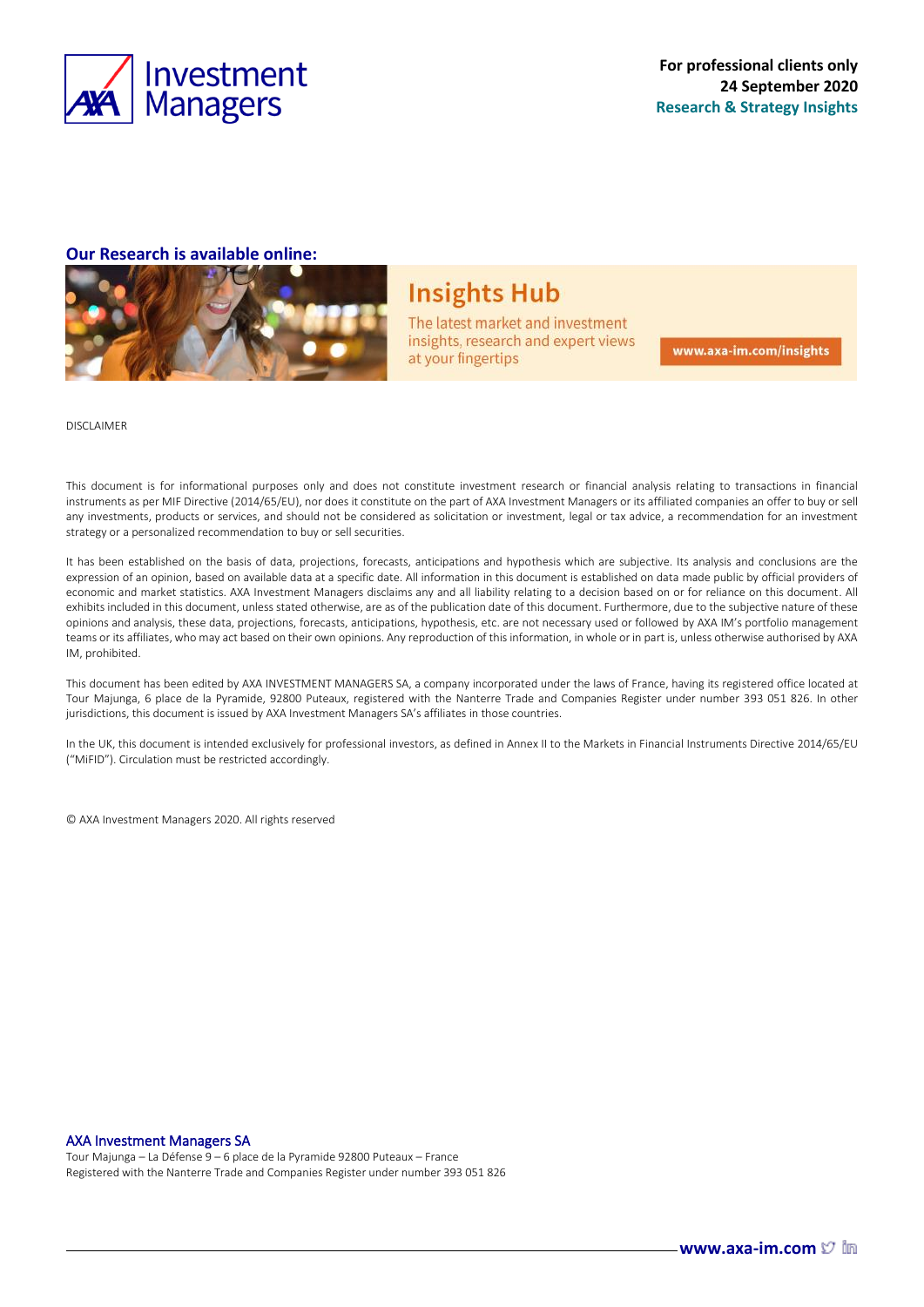For professional clients only
24 September 2020
Research & Strategy Insights

## Our Research is available online:

**Insights Hub**

The latest market and investment insights, research and expert views at your fingertips

www.axa-im.com/insights

DISCLAIMER

This document is for informational purposes only and does not constitute investment research or financial analysis relating to transactions in financial instruments as per MIF Directive (2014/65/EU), nor does it constitute on the part of AXA Investment Managers or its affiliated companies an offer to buy or sell any investments, products or services, and should not be considered as solicitation or investment, legal or tax advice, a recommendation for an investment strategy or a personalized recommendation to buy or sell securities.

It has been established on the basis of data, projections, forecasts, anticipations and hypothesis which are subjective. Its analysis and conclusions are the expression of an opinion, based on available data at a specific date. All information in this document is established on data made public by official providers of economic and market statistics. AXA Investment Managers disclaims any and all liability relating to a decision based on or for reliance on this document. All exhibits included in this document, unless stated otherwise, are as of the publication date of this document. Furthermore, due to the subjective nature of these opinions and analysis, these data, projections, forecasts, anticipations, hypothesis, etc. are not necessary used or followed by AXA IM's portfolio management teams or its affiliates, who may act based on their own opinions. Any reproduction of this information, in whole or in part is, unless otherwise authorised by AXA IM, prohibited.

This document has been edited by AXA INVESTMENT MANAGERS SA, a company incorporated under the laws of France, having its registered office located at Tour Majunga, 6 place de la Pyramide, 92800 Puteaux, registered with the Nanterre Trade and Companies Register under number 393 051 826. In other jurisdictions, this document is issued by AXA Investment Managers SA's affiliates in those countries.

In the UK, this document is intended exclusively for professional investors, as defined in Annex II to the Markets in Financial Instruments Directive 2014/65/EU ("MiFID"). Circulation must be restricted accordingly.

© AXA Investment Managers 2020. All rights reserved

**AXA Investment Managers SA**
Tour Majunga – La Défense 9 – 6 place de la Pyramide 92800 Puteaux – France
Registered with the Nanterre Trade and Companies Register under number 393 051 826

www.axa-im.com